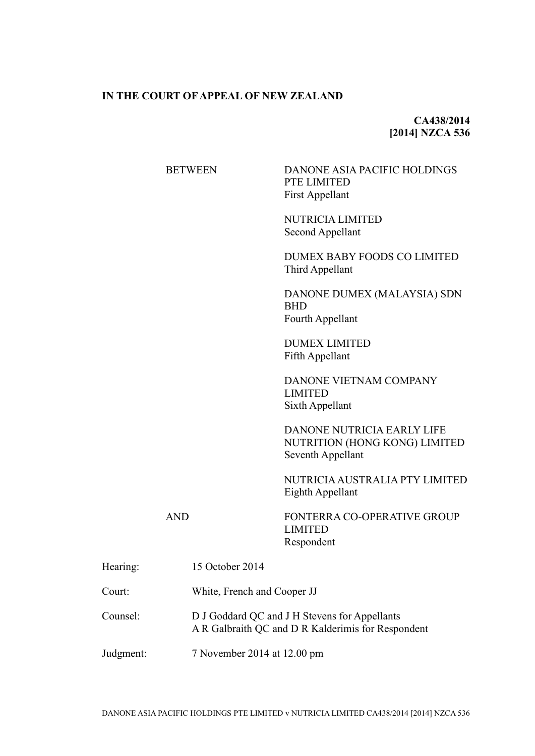**IN THE COURT OF APPEAL OF NEW ZEALAND**

**CA438/2014**
**[2014] NZCA 536**

BETWEEN

DANONE ASIA PACIFIC HOLDINGS PTE LIMITED
First Appellant

NUTRICIA LIMITED
Second Appellant

DUMEX BABY FOODS CO LIMITED
Third Appellant

DANONE DUMEX (MALAYSIA) SDN BHD
Fourth Appellant

DUMEX LIMITED
Fifth Appellant

DANONE VIETNAM COMPANY LIMITED
Sixth Appellant

DANONE NUTRICIA EARLY LIFE NUTRITION (HONG KONG) LIMITED
Seventh Appellant

NUTRICIA AUSTRALIA PTY LIMITED
Eighth Appellant

AND

FONTERRA CO-OPERATIVE GROUP LIMITED
Respondent

Hearing: 15 October 2014

Court: White, French and Cooper JJ

Counsel: D J Goddard QC and J H Stevens for Appellants
A R Galbraith QC and D R Kalderimis for Respondent

Judgment: 7 November 2014 at 12.00 pm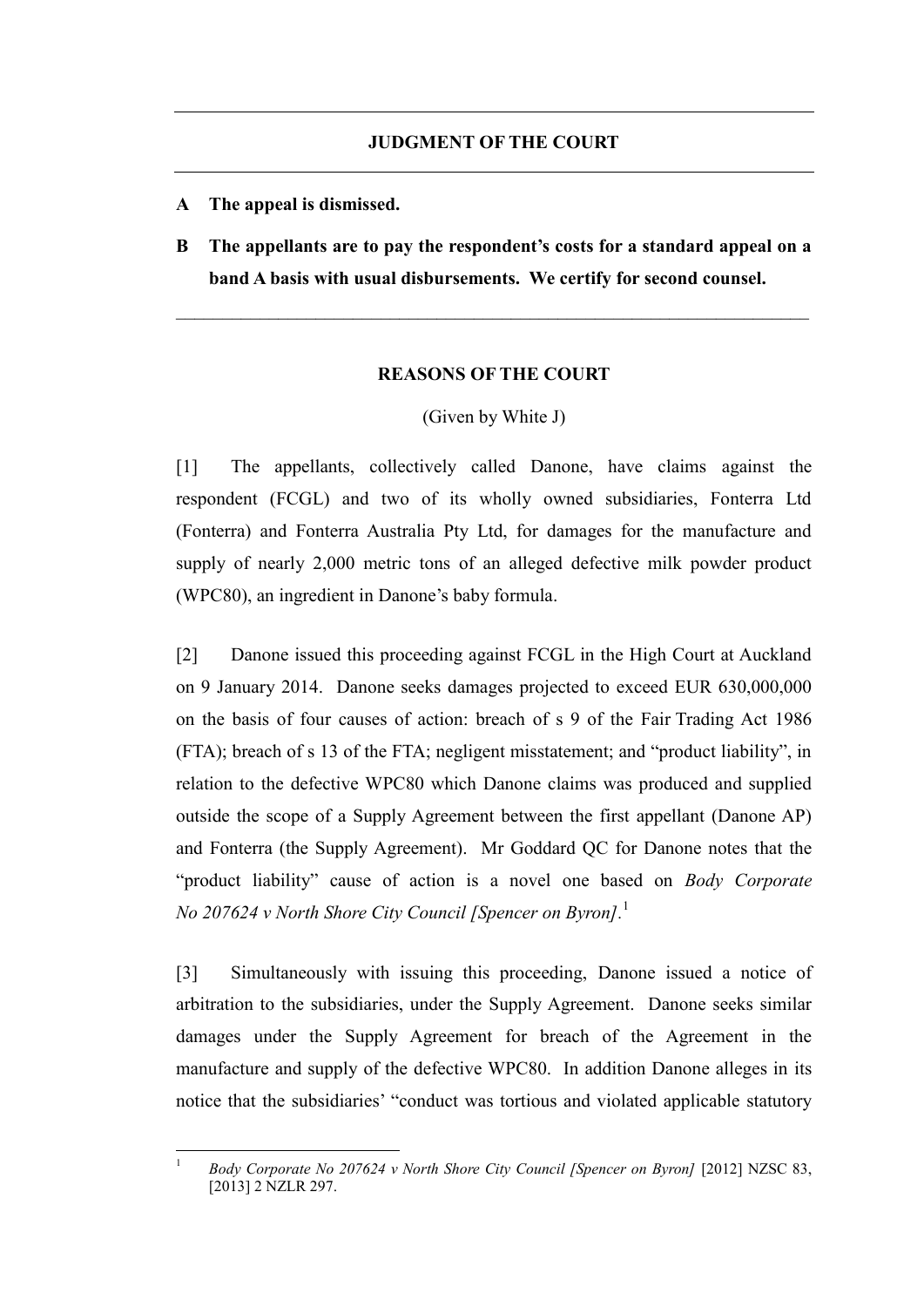## JUDGMENT OF THE COURT

**A The appeal is dismissed.**

**B The appellants are to pay the respondent's costs for a standard appeal on a band A basis with usual disbursements. We certify for second counsel.**

---

## REASONS OF THE COURT

(Given by White J)

[1] The appellants, collectively called Danone, have claims against the respondent (FCGL) and two of its wholly owned subsidiaries, Fonterra Ltd (Fonterra) and Fonterra Australia Pty Ltd, for damages for the manufacture and supply of nearly 2,000 metric tons of an alleged defective milk powder product (WPC80), an ingredient in Danone's baby formula.

[2] Danone issued this proceeding against FCGL in the High Court at Auckland on 9 January 2014. Danone seeks damages projected to exceed EUR 630,000,000 on the basis of four causes of action: breach of s 9 of the Fair Trading Act 1986 (FTA); breach of s 13 of the FTA; negligent misstatement; and "product liability", in relation to the defective WPC80 which Danone claims was produced and supplied outside the scope of a Supply Agreement between the first appellant (Danone AP) and Fonterra (the Supply Agreement). Mr Goddard QC for Danone notes that the "product liability" cause of action is a novel one based on *Body Corporate No 207624 v North Shore City Council [Spencer on Byron]*.[1]

[3] Simultaneously with issuing this proceeding, Danone issued a notice of arbitration to the subsidiaries, under the Supply Agreement. Danone seeks similar damages under the Supply Agreement for breach of the Agreement in the manufacture and supply of the defective WPC80. In addition Danone alleges in its notice that the subsidiaries' "conduct was tortious and violated applicable statutory

---

[1] *Body Corporate No 207624 v North Shore City Council [Spencer on Byron]* [2012] NZSC 83, [2013] 2 NZLR 297.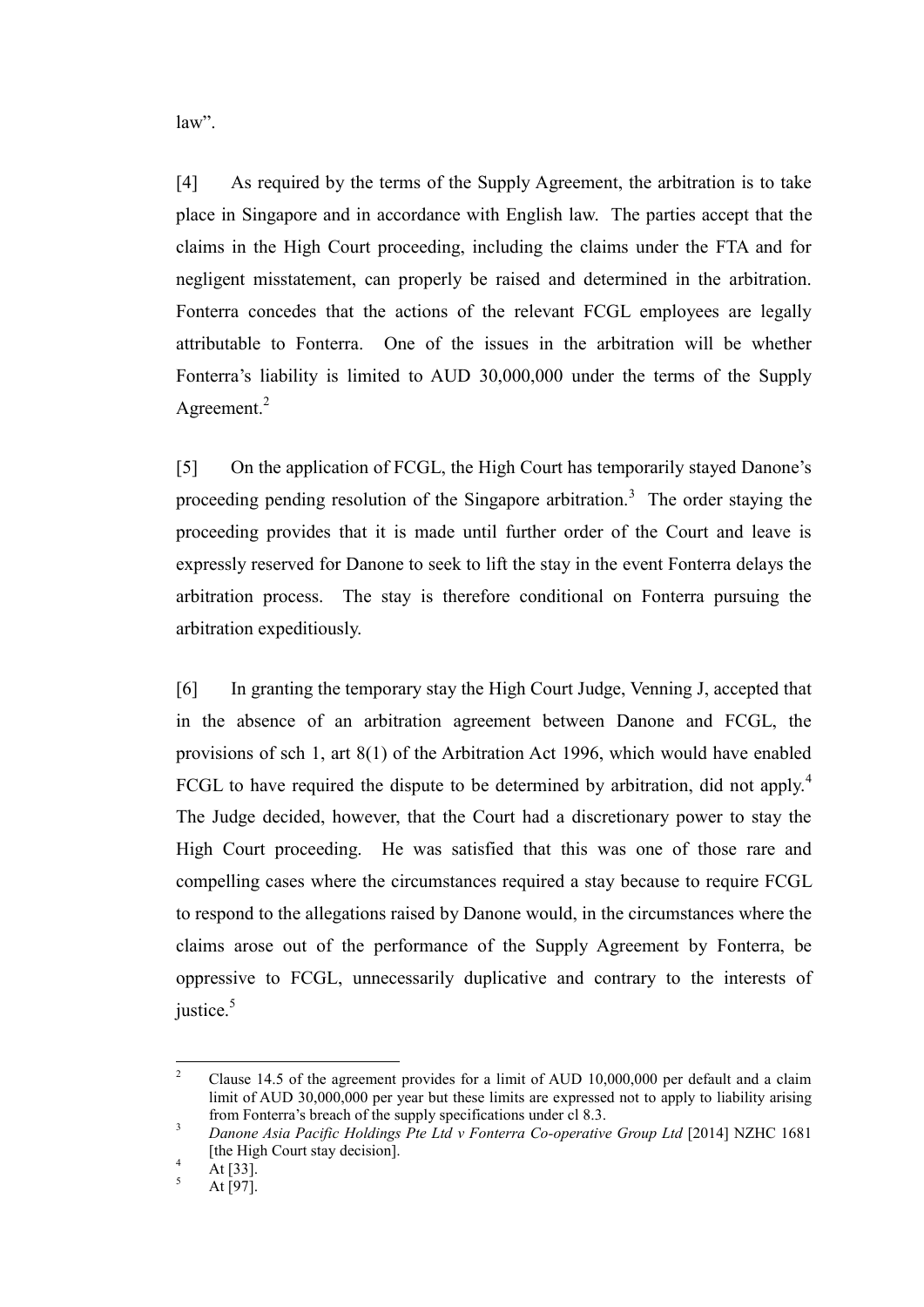law".

[4] As required by the terms of the Supply Agreement, the arbitration is to take place in Singapore and in accordance with English law. The parties accept that the claims in the High Court proceeding, including the claims under the FTA and for negligent misstatement, can properly be raised and determined in the arbitration. Fonterra concedes that the actions of the relevant FCGL employees are legally attributable to Fonterra. One of the issues in the arbitration will be whether Fonterra's liability is limited to AUD 30,000,000 under the terms of the Supply Agreement.[2]

[5] On the application of FCGL, the High Court has temporarily stayed Danone's proceeding pending resolution of the Singapore arbitration.[3] The order staying the proceeding provides that it is made until further order of the Court and leave is expressly reserved for Danone to seek to lift the stay in the event Fonterra delays the arbitration process. The stay is therefore conditional on Fonterra pursuing the arbitration expeditiously.

[6] In granting the temporary stay the High Court Judge, Venning J, accepted that in the absence of an arbitration agreement between Danone and FCGL, the provisions of sch 1, art 8(1) of the Arbitration Act 1996, which would have enabled FCGL to have required the dispute to be determined by arbitration, did not apply.[4] The Judge decided, however, that the Court had a discretionary power to stay the High Court proceeding. He was satisfied that this was one of those rare and compelling cases where the circumstances required a stay because to require FCGL to respond to the allegations raised by Danone would, in the circumstances where the claims arose out of the performance of the Supply Agreement by Fonterra, be oppressive to FCGL, unnecessarily duplicative and contrary to the interests of justice.[5]

---

[2] Clause 14.5 of the agreement provides for a limit of AUD 10,000,000 per default and a claim limit of AUD 30,000,000 per year but these limits are expressed not to apply to liability arising from Fonterra's breach of the supply specifications under cl 8.3.

[3] *Danone Asia Pacific Holdings Pte Ltd v Fonterra Co-operative Group Ltd* [2014] NZHC 1681 [the High Court stay decision].

[4] At [33].

[5] At [97].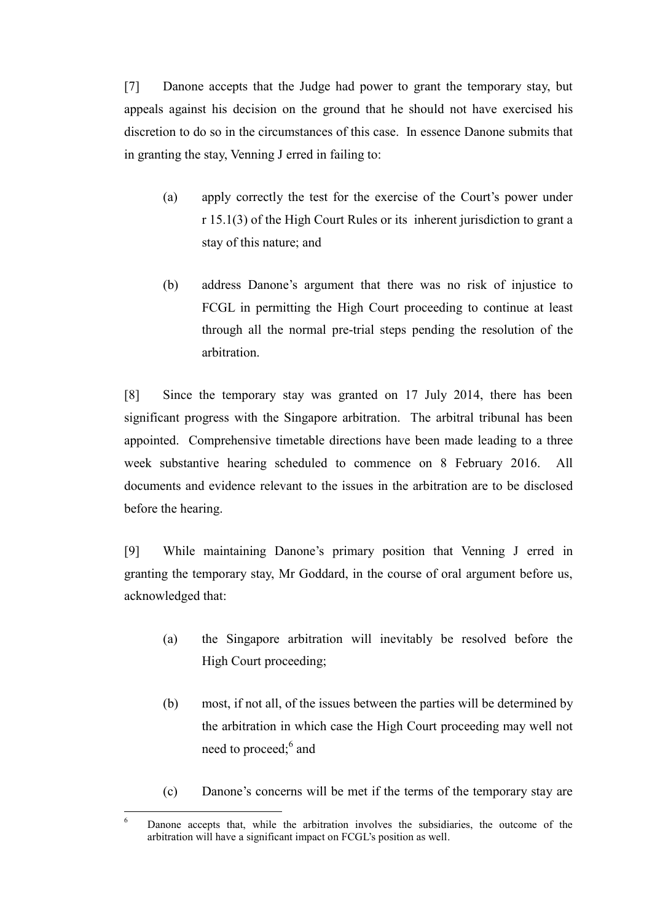[7] Danone accepts that the Judge had power to grant the temporary stay, but appeals against his decision on the ground that he should not have exercised his discretion to do so in the circumstances of this case. In essence Danone submits that in granting the stay, Venning J erred in failing to:

> (a) apply correctly the test for the exercise of the Court's power under r 15.1(3) of the High Court Rules or its inherent jurisdiction to grant a stay of this nature; and
>
> (b) address Danone's argument that there was no risk of injustice to FCGL in permitting the High Court proceeding to continue at least through all the normal pre-trial steps pending the resolution of the arbitration.

[8] Since the temporary stay was granted on 17 July 2014, there has been significant progress with the Singapore arbitration. The arbitral tribunal has been appointed. Comprehensive timetable directions have been made leading to a three week substantive hearing scheduled to commence on 8 February 2016. All documents and evidence relevant to the issues in the arbitration are to be disclosed before the hearing.

[9] While maintaining Danone's primary position that Venning J erred in granting the temporary stay, Mr Goddard, in the course of oral argument before us, acknowledged that:

> (a) the Singapore arbitration will inevitably be resolved before the High Court proceeding;
>
> (b) most, if not all, of the issues between the parties will be determined by the arbitration in which case the High Court proceeding may well not need to proceed;[6] and
>
> (c) Danone's concerns will be met if the terms of the temporary stay are

[6] Danone accepts that, while the arbitration involves the subsidiaries, the outcome of the arbitration will have a significant impact on FCGL's position as well.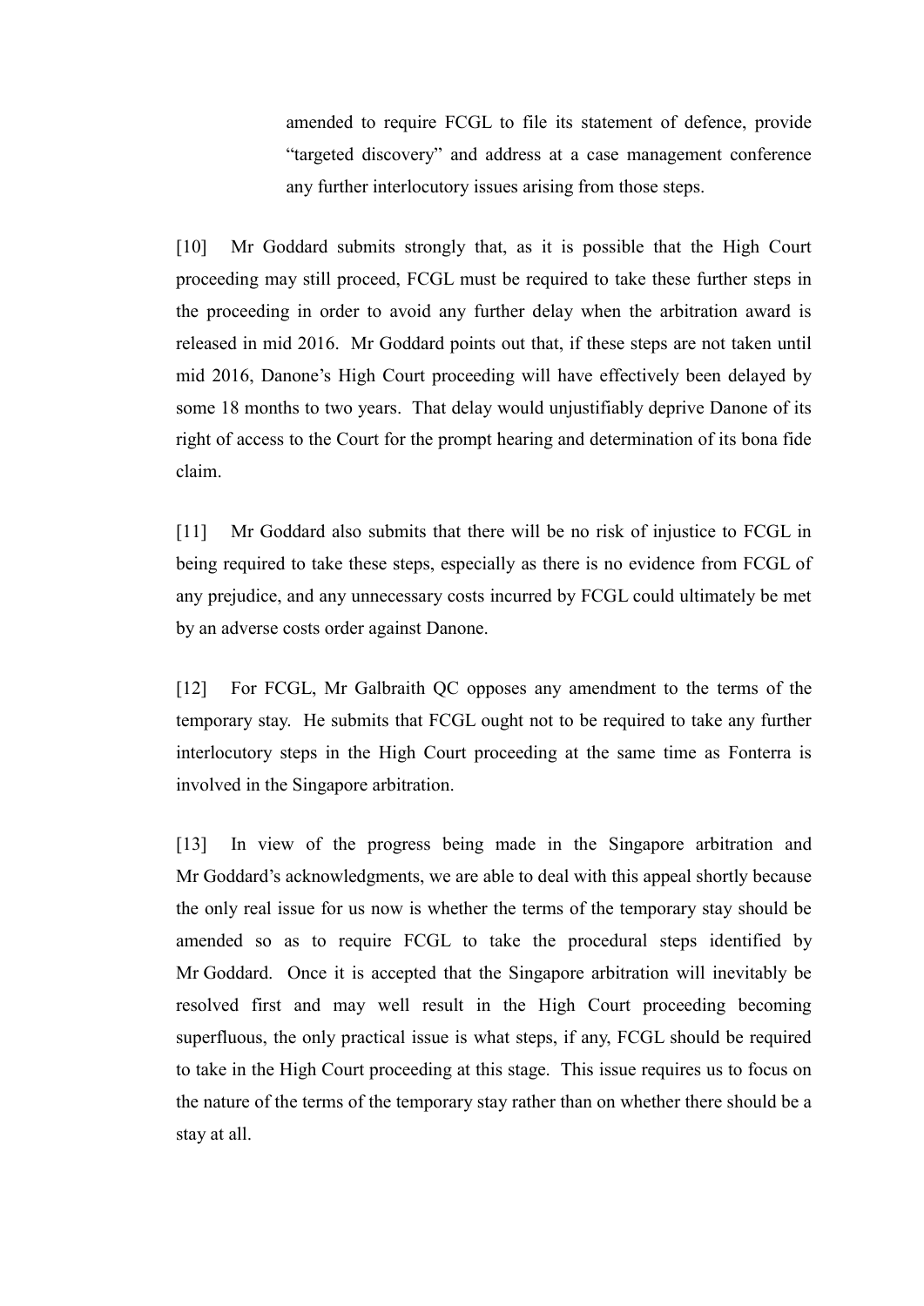amended to require FCGL to file its statement of defence, provide "targeted discovery" and address at a case management conference any further interlocutory issues arising from those steps.

[10] Mr Goddard submits strongly that, as it is possible that the High Court proceeding may still proceed, FCGL must be required to take these further steps in the proceeding in order to avoid any further delay when the arbitration award is released in mid 2016. Mr Goddard points out that, if these steps are not taken until mid 2016, Danone's High Court proceeding will have effectively been delayed by some 18 months to two years. That delay would unjustifiably deprive Danone of its right of access to the Court for the prompt hearing and determination of its bona fide claim.

[11] Mr Goddard also submits that there will be no risk of injustice to FCGL in being required to take these steps, especially as there is no evidence from FCGL of any prejudice, and any unnecessary costs incurred by FCGL could ultimately be met by an adverse costs order against Danone.

[12] For FCGL, Mr Galbraith QC opposes any amendment to the terms of the temporary stay. He submits that FCGL ought not to be required to take any further interlocutory steps in the High Court proceeding at the same time as Fonterra is involved in the Singapore arbitration.

[13] In view of the progress being made in the Singapore arbitration and Mr Goddard's acknowledgments, we are able to deal with this appeal shortly because the only real issue for us now is whether the terms of the temporary stay should be amended so as to require FCGL to take the procedural steps identified by Mr Goddard. Once it is accepted that the Singapore arbitration will inevitably be resolved first and may well result in the High Court proceeding becoming superfluous, the only practical issue is what steps, if any, FCGL should be required to take in the High Court proceeding at this stage. This issue requires us to focus on the nature of the terms of the temporary stay rather than on whether there should be a stay at all.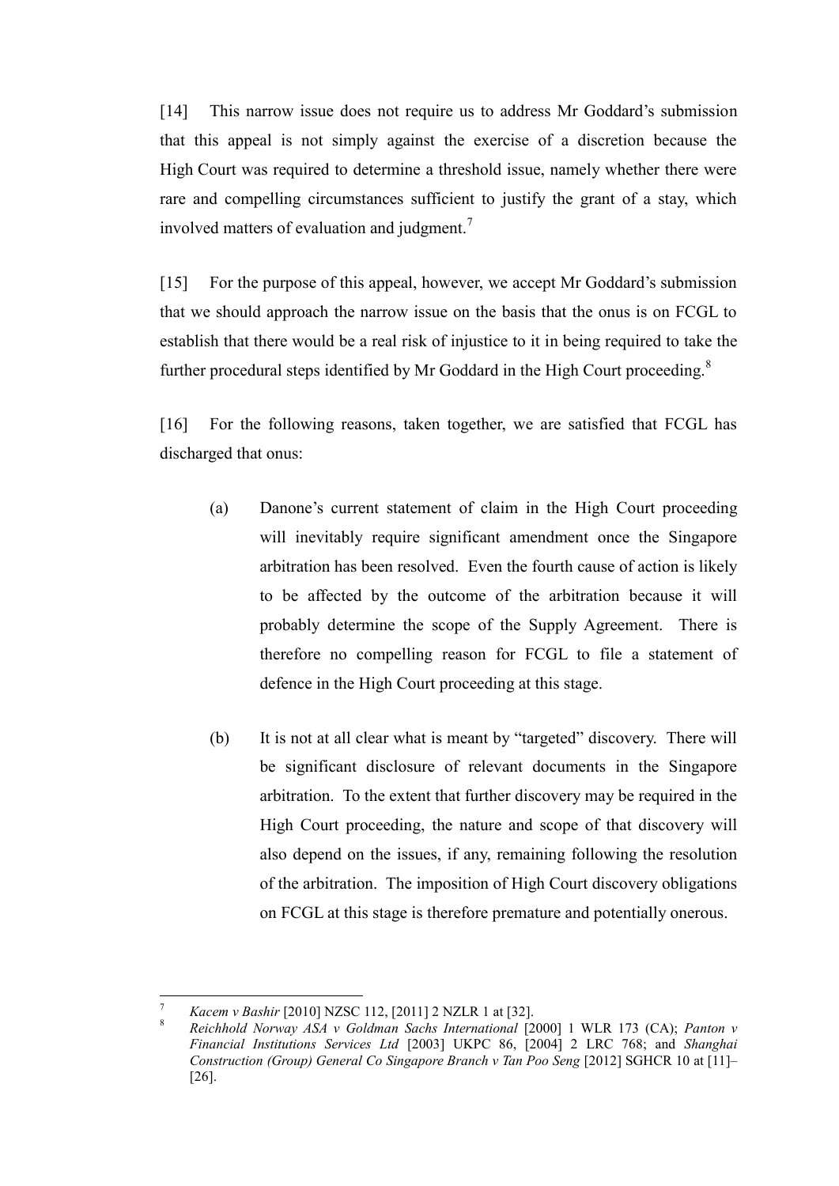[14] This narrow issue does not require us to address Mr Goddard's submission that this appeal is not simply against the exercise of a discretion because the High Court was required to determine a threshold issue, namely whether there were rare and compelling circumstances sufficient to justify the grant of a stay, which involved matters of evaluation and judgment.[7]

[15] For the purpose of this appeal, however, we accept Mr Goddard's submission that we should approach the narrow issue on the basis that the onus is on FCGL to establish that there would be a real risk of injustice to it in being required to take the further procedural steps identified by Mr Goddard in the High Court proceeding.[8]

[16] For the following reasons, taken together, we are satisfied that FCGL has discharged that onus:

(a) Danone's current statement of claim in the High Court proceeding will inevitably require significant amendment once the Singapore arbitration has been resolved. Even the fourth cause of action is likely to be affected by the outcome of the arbitration because it will probably determine the scope of the Supply Agreement. There is therefore no compelling reason for FCGL to file a statement of defence in the High Court proceeding at this stage.

(b) It is not at all clear what is meant by "targeted" discovery. There will be significant disclosure of relevant documents in the Singapore arbitration. To the extent that further discovery may be required in the High Court proceeding, the nature and scope of that discovery will also depend on the issues, if any, remaining following the resolution of the arbitration. The imposition of High Court discovery obligations on FCGL at this stage is therefore premature and potentially onerous.

---

[7] *Kacem v Bashir* [2010] NZSC 112, [2011] 2 NZLR 1 at [32].

[8] *Reichhold Norway ASA v Goldman Sachs International* [2000] 1 WLR 173 (CA); *Panton v Financial Institutions Services Ltd* [2003] UKPC 86, [2004] 2 LRC 768; and *Shanghai Construction (Group) General Co Singapore Branch v Tan Poo Seng* [2012] SGHCR 10 at [11]–[26].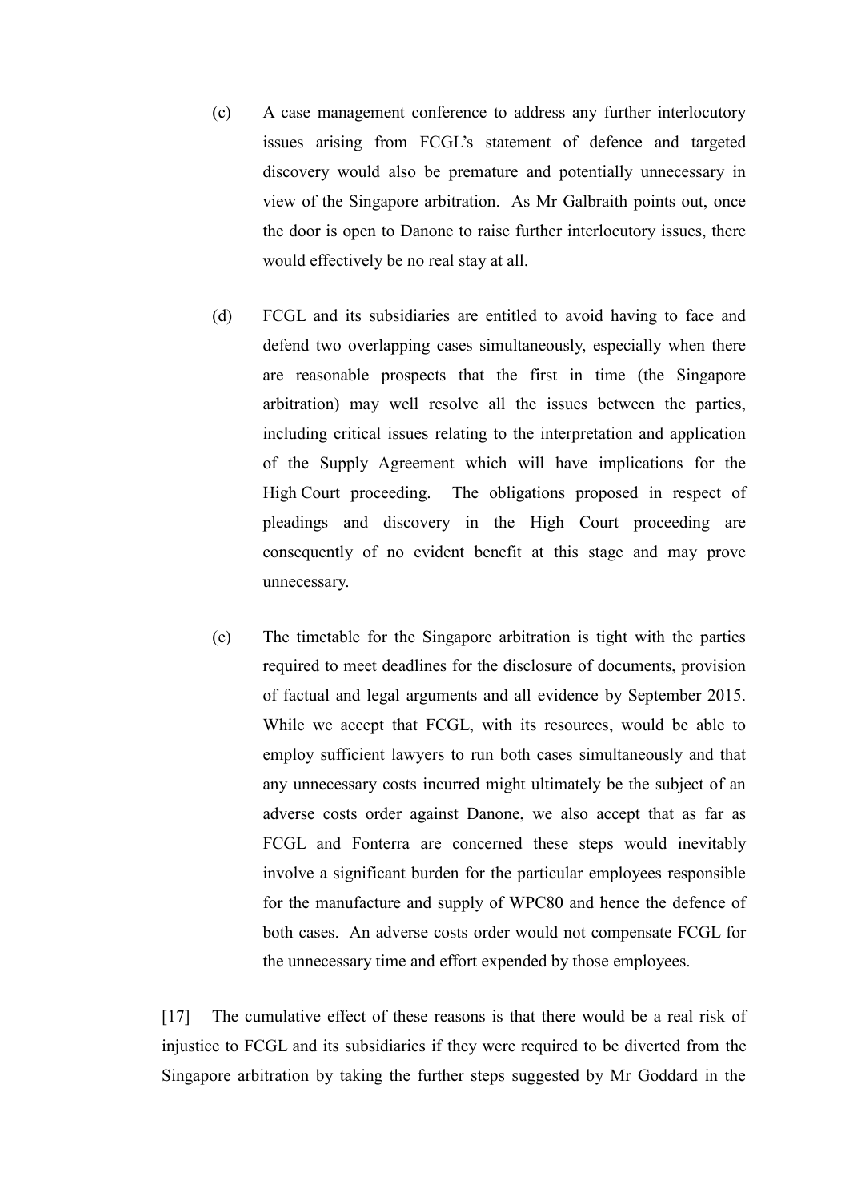(c) A case management conference to address any further interlocutory issues arising from FCGL's statement of defence and targeted discovery would also be premature and potentially unnecessary in view of the Singapore arbitration. As Mr Galbraith points out, once the door is open to Danone to raise further interlocutory issues, there would effectively be no real stay at all.

(d) FCGL and its subsidiaries are entitled to avoid having to face and defend two overlapping cases simultaneously, especially when there are reasonable prospects that the first in time (the Singapore arbitration) may well resolve all the issues between the parties, including critical issues relating to the interpretation and application of the Supply Agreement which will have implications for the High Court proceeding. The obligations proposed in respect of pleadings and discovery in the High Court proceeding are consequently of no evident benefit at this stage and may prove unnecessary.

(e) The timetable for the Singapore arbitration is tight with the parties required to meet deadlines for the disclosure of documents, provision of factual and legal arguments and all evidence by September 2015. While we accept that FCGL, with its resources, would be able to employ sufficient lawyers to run both cases simultaneously and that any unnecessary costs incurred might ultimately be the subject of an adverse costs order against Danone, we also accept that as far as FCGL and Fonterra are concerned these steps would inevitably involve a significant burden for the particular employees responsible for the manufacture and supply of WPC80 and hence the defence of both cases. An adverse costs order would not compensate FCGL for the unnecessary time and effort expended by those employees.

[17] The cumulative effect of these reasons is that there would be a real risk of injustice to FCGL and its subsidiaries if they were required to be diverted from the Singapore arbitration by taking the further steps suggested by Mr Goddard in the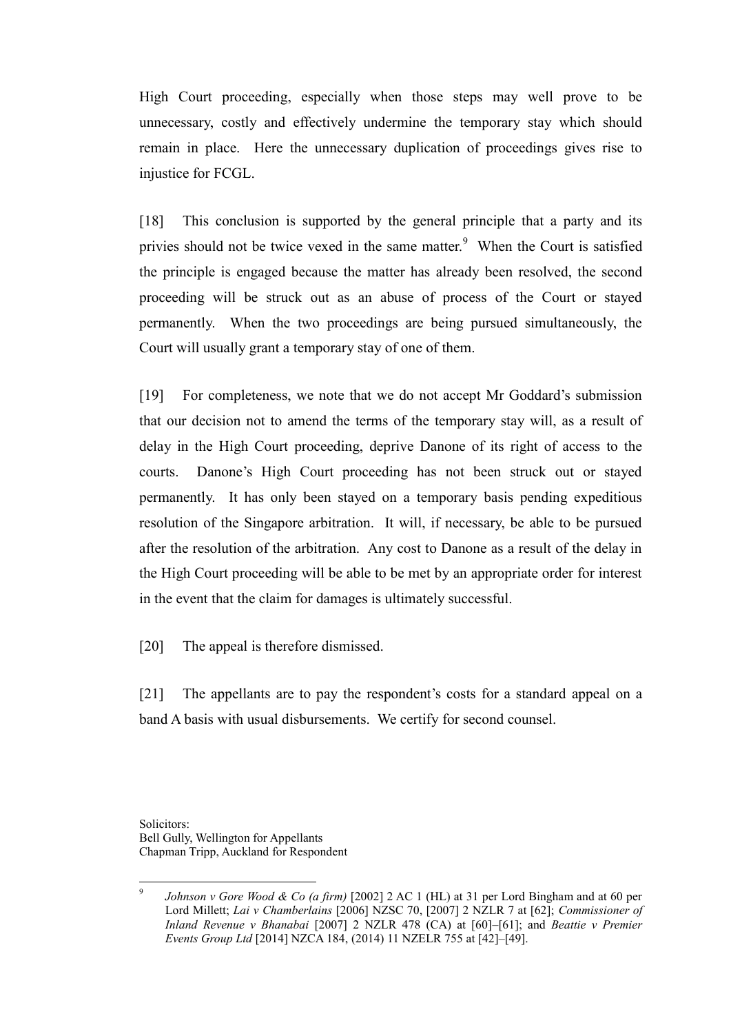High Court proceeding, especially when those steps may well prove to be unnecessary, costly and effectively undermine the temporary stay which should remain in place. Here the unnecessary duplication of proceedings gives rise to injustice for FCGL.

[18] This conclusion is supported by the general principle that a party and its privies should not be twice vexed in the same matter.[9] When the Court is satisfied the principle is engaged because the matter has already been resolved, the second proceeding will be struck out as an abuse of process of the Court or stayed permanently. When the two proceedings are being pursued simultaneously, the Court will usually grant a temporary stay of one of them.

[19] For completeness, we note that we do not accept Mr Goddard's submission that our decision not to amend the terms of the temporary stay will, as a result of delay in the High Court proceeding, deprive Danone of its right of access to the courts. Danone's High Court proceeding has not been struck out or stayed permanently. It has only been stayed on a temporary basis pending expeditious resolution of the Singapore arbitration. It will, if necessary, be able to be pursued after the resolution of the arbitration. Any cost to Danone as a result of the delay in the High Court proceeding will be able to be met by an appropriate order for interest in the event that the claim for damages is ultimately successful.

[20] The appeal is therefore dismissed.

[21] The appellants are to pay the respondent's costs for a standard appeal on a band A basis with usual disbursements. We certify for second counsel.

Solicitors:
Bell Gully, Wellington for Appellants
Chapman Tripp, Auckland for Respondent

---

[9] *Johnson v Gore Wood & Co (a firm)* [2002] 2 AC 1 (HL) at 31 per Lord Bingham and at 60 per Lord Millett; *Lai v Chamberlains* [2006] NZSC 70, [2007] 2 NZLR 7 at [62]; *Commissioner of Inland Revenue v Bhanabai* [2007] 2 NZLR 478 (CA) at [60]–[61]; and *Beattie v Premier Events Group Ltd* [2014] NZCA 184, (2014) 11 NZELR 755 at [42]–[49].